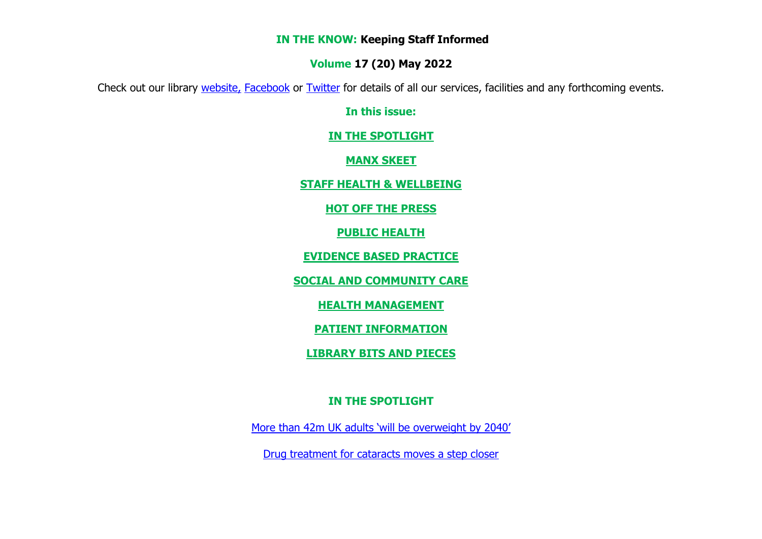**IN THE KNOW: Keeping Staff Informed**

**Volume 17 (20) May 2022**

Check out our library website, Facebook or Twitter for details of all our services, facilities and any forthcoming events.

**In this issue:**

**IN THE SPOTLIGHT**

**MANX SKEET**

**STAFF HEALTH & WELLBEING**

**HOT OFF THE PRESS**

**PUBLIC HEALTH**

**EVIDENCE BASED PRACTICE**

**SOCIAL AND COMMUNITY CARE**

**HEALTH MANAGEMENT**

**PATIENT INFORMATION**

**LIBRARY BITS AND PIECES**

## IN THE SPOTLIGHT

More than 42m UK adults 'will be overweight by 2040'

Drug treatment for cataracts moves a step closer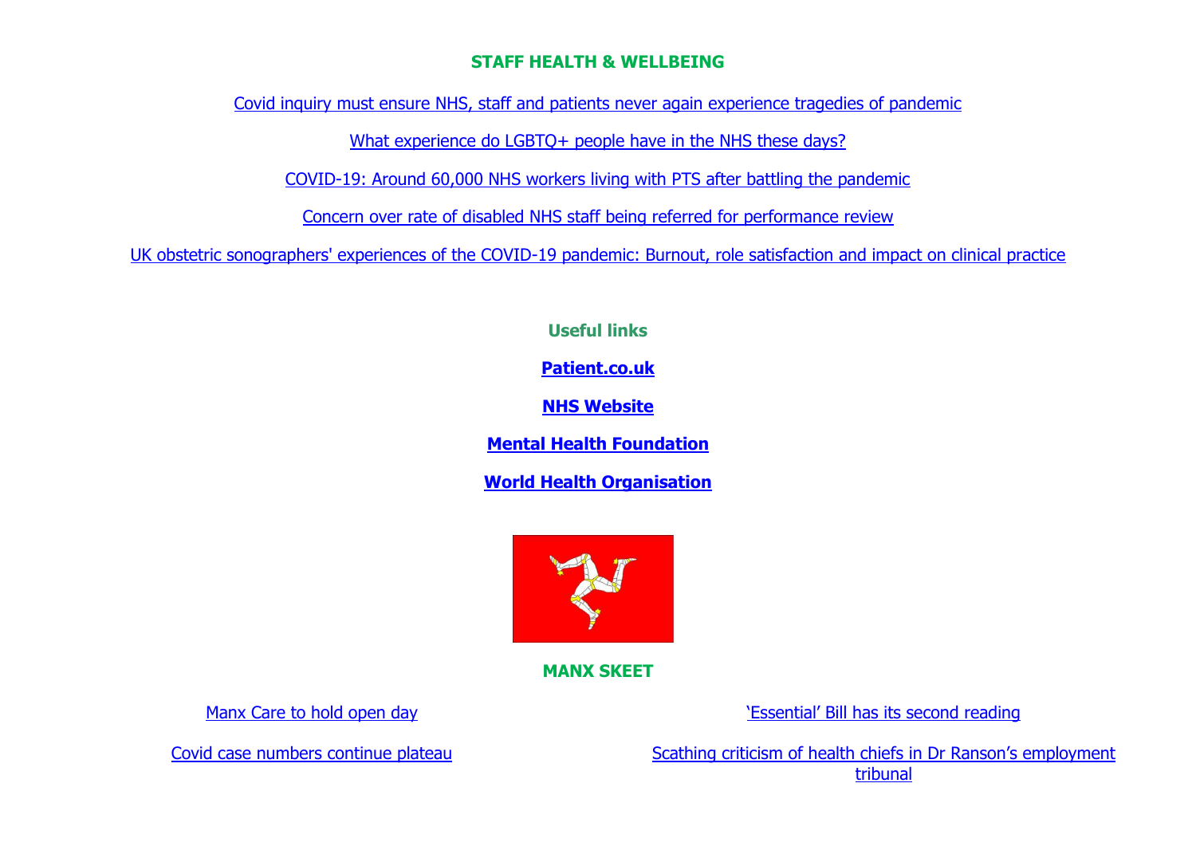## STAFF HEALTH & WELLBEING

Covid inquiry must ensure NHS, staff and patients never again experience tragedies of pandemic

What experience do LGBTQ+ people have in the NHS these days?

COVID-19: Around 60,000 NHS workers living with PTS after battling the pandemic

Concern over rate of disabled NHS staff being referred for performance review

UK obstetric sonographers' experiences of the COVID-19 pandemic: Burnout, role satisfaction and impact on clinical practice

## Useful links

**Patient.co.uk**

**NHS Website**

**Mental Health Foundation**

**World Health Organisation**

## MANX SKEET

Manx Care to hold open day

Covid case numbers continue plateau

'Essential' Bill has its second reading

Scathing criticism of health chiefs in Dr Ranson's employment tribunal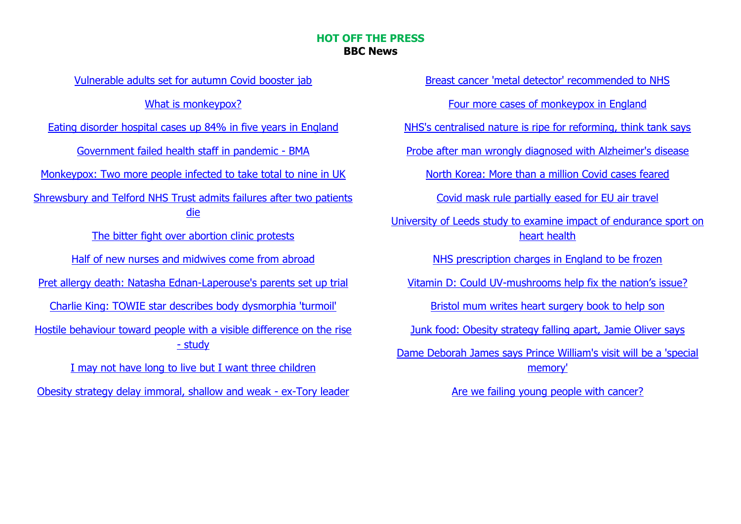## HOT OFF THE PRESS

**BBC News**

Vulnerable adults set for autumn Covid booster jab

What is monkeypox?

Eating disorder hospital cases up 84% in five years in England

Government failed health staff in pandemic - BMA

Monkeypox: Two more people infected to take total to nine in UK

Shrewsbury and Telford NHS Trust admits failures after two patients die

The bitter fight over abortion clinic protests

Half of new nurses and midwives come from abroad

Pret allergy death: Natasha Ednan-Laperouse's parents set up trial

Charlie King: TOWIE star describes body dysmorphia 'turmoil'

Hostile behaviour toward people with a visible difference on the rise - study

I may not have long to live but I want three children

Obesity strategy delay immoral, shallow and weak - ex-Tory leader

Breast cancer 'metal detector' recommended to NHS

Four more cases of monkeypox in England

NHS's centralised nature is ripe for reforming, think tank says

Probe after man wrongly diagnosed with Alzheimer's disease

North Korea: More than a million Covid cases feared

Covid mask rule partially eased for EU air travel

University of Leeds study to examine impact of endurance sport on heart health

NHS prescription charges in England to be frozen

Vitamin D: Could UV-mushrooms help fix the nation's issue?

Bristol mum writes heart surgery book to help son

Junk food: Obesity strategy falling apart, Jamie Oliver says

Dame Deborah James says Prince William's visit will be a 'special memory'

Are we failing young people with cancer?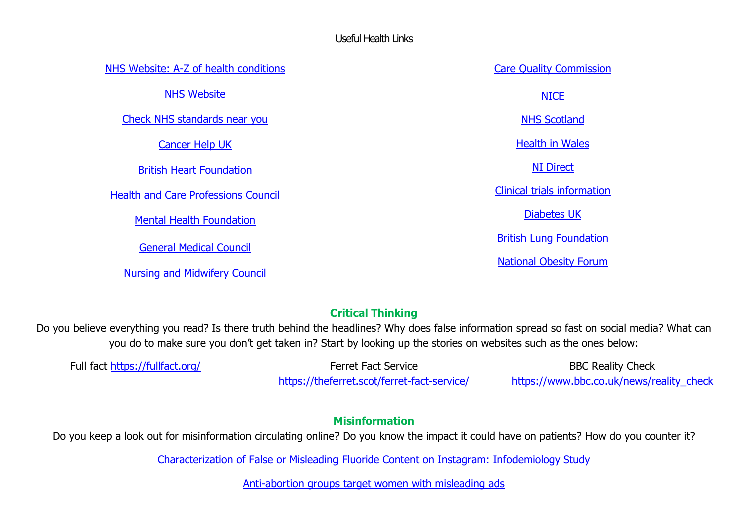# Useful Health Links

- NHS Website: A-Z of health conditions
- NHS Website
- Check NHS standards near you
- Cancer Help UK
- British Heart Foundation
- Health and Care Professions Council
- Mental Health Foundation
- General Medical Council
- Nursing and Midwifery Council
- Care Quality Commission
- NICE
- NHS Scotland
- Health in Wales
- NI Direct
- Clinical trials information
- Diabetes UK
- British Lung Foundation
- National Obesity Forum

## Critical Thinking

Do you believe everything you read? Is there truth behind the headlines? Why does false information spread so fast on social media? What can you do to make sure you don't get taken in? Start by looking up the stories on websites such as the ones below:

Full fact https://fullfact.org/

Ferret Fact Service https://theferret.scot/ferret-fact-service/

BBC Reality Check https://www.bbc.co.uk/news/reality_check

## Misinformation

Do you keep a look out for misinformation circulating online? Do you know the impact it could have on patients? How do you counter it?

Characterization of False or Misleading Fluoride Content on Instagram: Infodemiology Study

Anti-abortion groups target women with misleading ads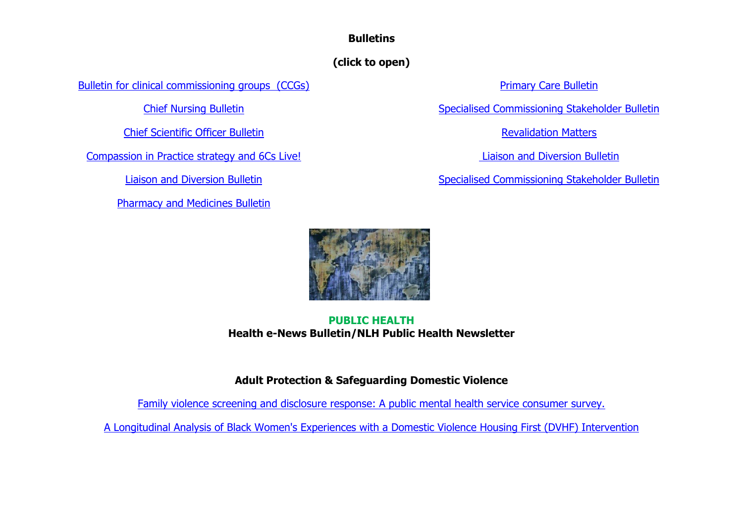**Bulletins**

**(click to open)**

Bulletin for clinical commissioning groups  (CCGs)

Chief Nursing Bulletin

Chief Scientific Officer Bulletin

Compassion in Practice strategy and 6Cs Live!

Liaison and Diversion Bulletin

Pharmacy and Medicines Bulletin

Primary Care Bulletin

Specialised Commissioning Stakeholder Bulletin

Revalidation Matters

Liaison and Diversion Bulletin

Specialised Commissioning Stakeholder Bulletin

**PUBLIC HEALTH**

**Health e-News Bulletin/NLH Public Health Newsletter**

**Adult Protection & Safeguarding Domestic Violence**

Family violence screening and disclosure response: A public mental health service consumer survey.

A Longitudinal Analysis of Black Women's Experiences with a Domestic Violence Housing First (DVHF) Intervention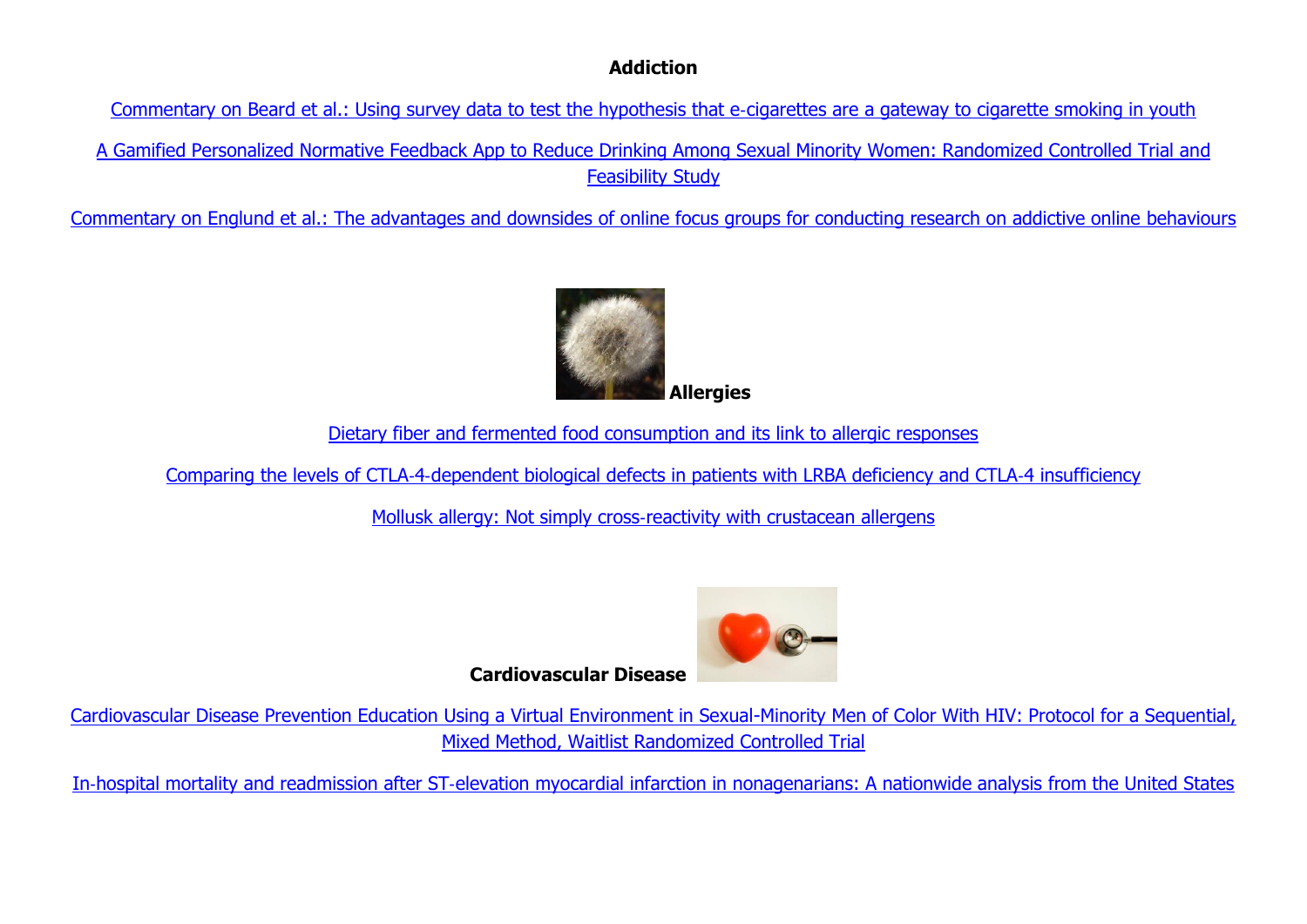## Addiction

Commentary on Beard et al.: Using survey data to test the hypothesis that e-cigarettes are a gateway to cigarette smoking in youth

A Gamified Personalized Normative Feedback App to Reduce Drinking Among Sexual Minority Women: Randomized Controlled Trial and Feasibility Study

Commentary on Englund et al.: The advantages and downsides of online focus groups for conducting research on addictive online behaviours

## Allergies

Dietary fiber and fermented food consumption and its link to allergic responses

Comparing the levels of CTLA-4-dependent biological defects in patients with LRBA deficiency and CTLA-4 insufficiency

Mollusk allergy: Not simply cross-reactivity with crustacean allergens

## Cardiovascular Disease

Cardiovascular Disease Prevention Education Using a Virtual Environment in Sexual-Minority Men of Color With HIV: Protocol for a Sequential, Mixed Method, Waitlist Randomized Controlled Trial

In-hospital mortality and readmission after ST-elevation myocardial infarction in nonagenarians: A nationwide analysis from the United States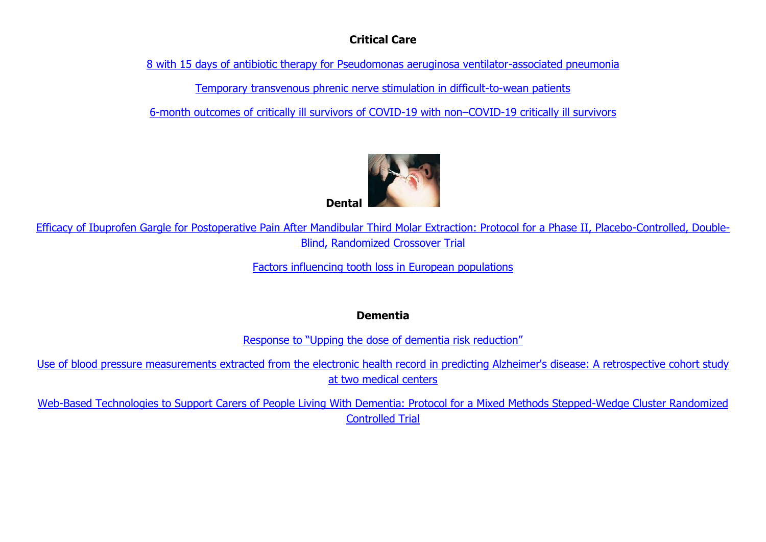## Critical Care

8 with 15 days of antibiotic therapy for Pseudomonas aeruginosa ventilator-associated pneumonia

Temporary transvenous phrenic nerve stimulation in difficult-to-wean patients

6-month outcomes of critically ill survivors of COVID-19 with non–COVID-19 critically ill survivors

## Dental

Efficacy of Ibuprofen Gargle for Postoperative Pain After Mandibular Third Molar Extraction: Protocol for a Phase II, Placebo-Controlled, Double-Blind, Randomized Crossover Trial

Factors influencing tooth loss in European populations

## Dementia

Response to “Upping the dose of dementia risk reduction”

Use of blood pressure measurements extracted from the electronic health record in predicting Alzheimer's disease: A retrospective cohort study at two medical centers

Web-Based Technologies to Support Carers of People Living With Dementia: Protocol for a Mixed Methods Stepped-Wedge Cluster Randomized Controlled Trial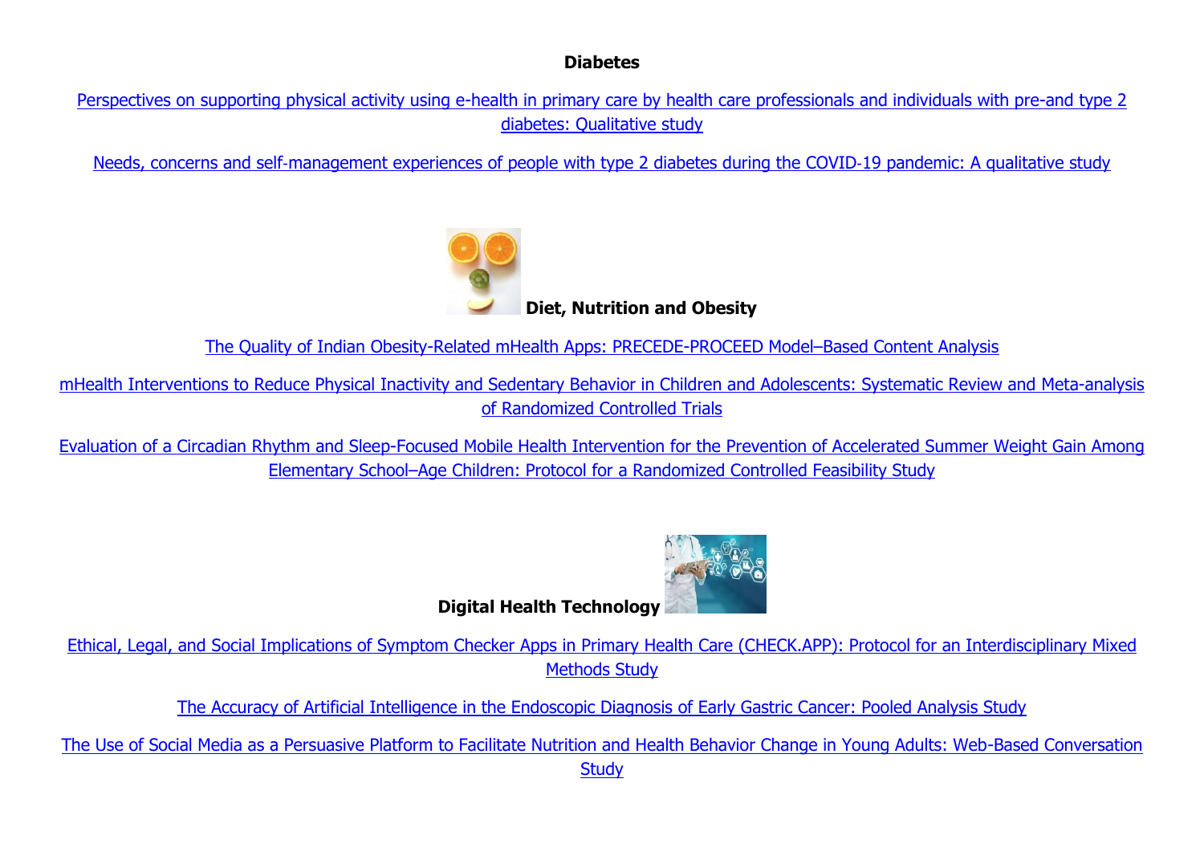## Diabetes

Perspectives on supporting physical activity using e-health in primary care by health care professionals and individuals with pre-and type 2 diabetes: Qualitative study

Needs, concerns and self-management experiences of people with type 2 diabetes during the COVID-19 pandemic: A qualitative study

## Diet, Nutrition and Obesity

The Quality of Indian Obesity-Related mHealth Apps: PRECEDE-PROCEED Model–Based Content Analysis

mHealth Interventions to Reduce Physical Inactivity and Sedentary Behavior in Children and Adolescents: Systematic Review and Meta-analysis of Randomized Controlled Trials

Evaluation of a Circadian Rhythm and Sleep-Focused Mobile Health Intervention for the Prevention of Accelerated Summer Weight Gain Among Elementary School–Age Children: Protocol for a Randomized Controlled Feasibility Study

## Digital Health Technology

Ethical, Legal, and Social Implications of Symptom Checker Apps in Primary Health Care (CHECK.APP): Protocol for an Interdisciplinary Mixed Methods Study

The Accuracy of Artificial Intelligence in the Endoscopic Diagnosis of Early Gastric Cancer: Pooled Analysis Study

The Use of Social Media as a Persuasive Platform to Facilitate Nutrition and Health Behavior Change in Young Adults: Web-Based Conversation Study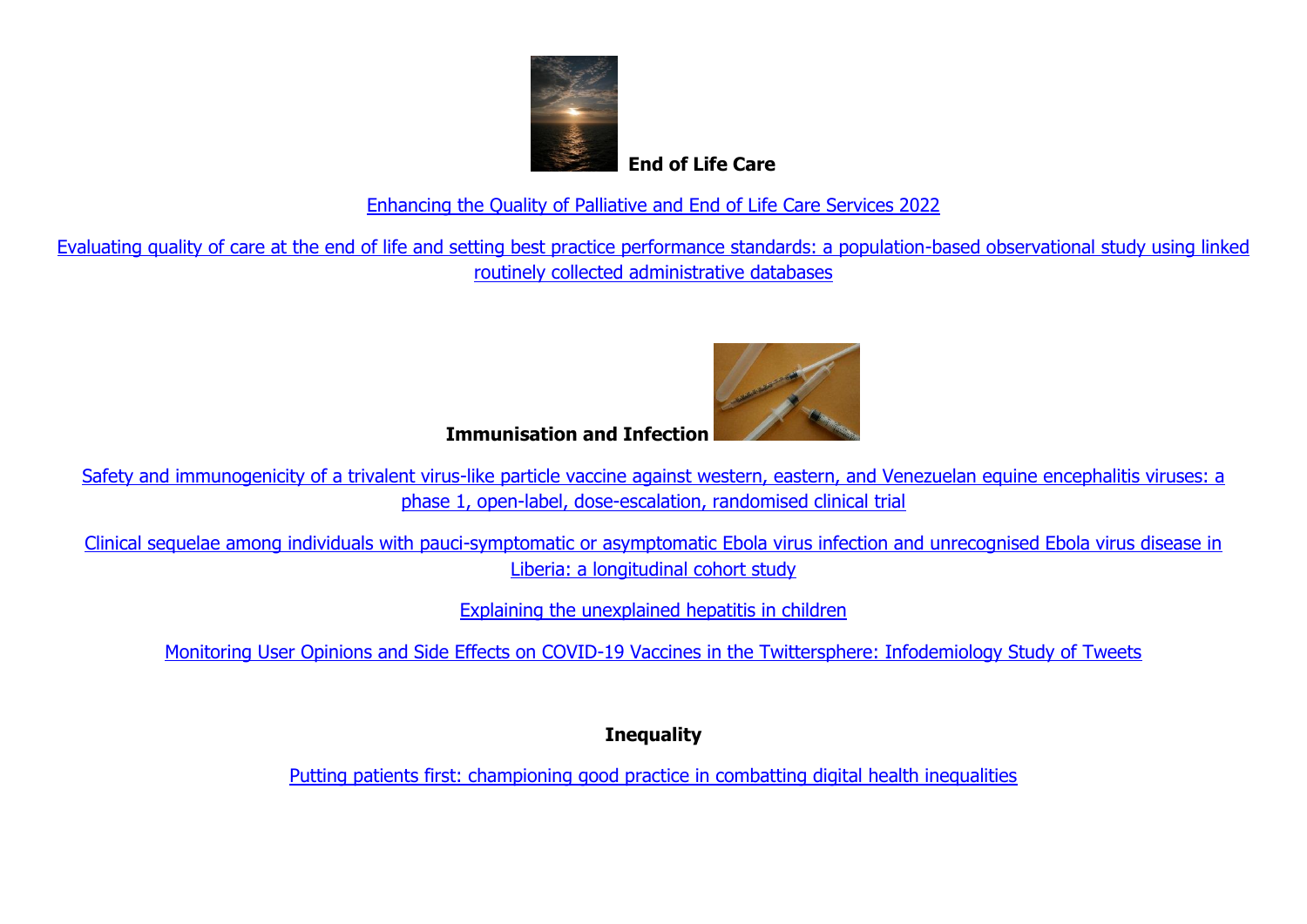## End of Life Care

[Enhancing the Quality of Palliative and End of Life Care Services 2022]

[Evaluating quality of care at the end of life and setting best practice performance standards: a population-based observational study using linked routinely collected administrative databases]

## Immunisation and Infection

[Safety and immunogenicity of a trivalent virus-like particle vaccine against western, eastern, and Venezuelan equine encephalitis viruses: a phase 1, open-label, dose-escalation, randomised clinical trial]

[Clinical sequelae among individuals with pauci-symptomatic or asymptomatic Ebola virus infection and unrecognised Ebola virus disease in Liberia: a longitudinal cohort study]

[Explaining the unexplained hepatitis in children]

[Monitoring User Opinions and Side Effects on COVID-19 Vaccines in the Twittersphere: Infodemiology Study of Tweets]

## Inequality

[Putting patients first: championing good practice in combatting digital health inequalities]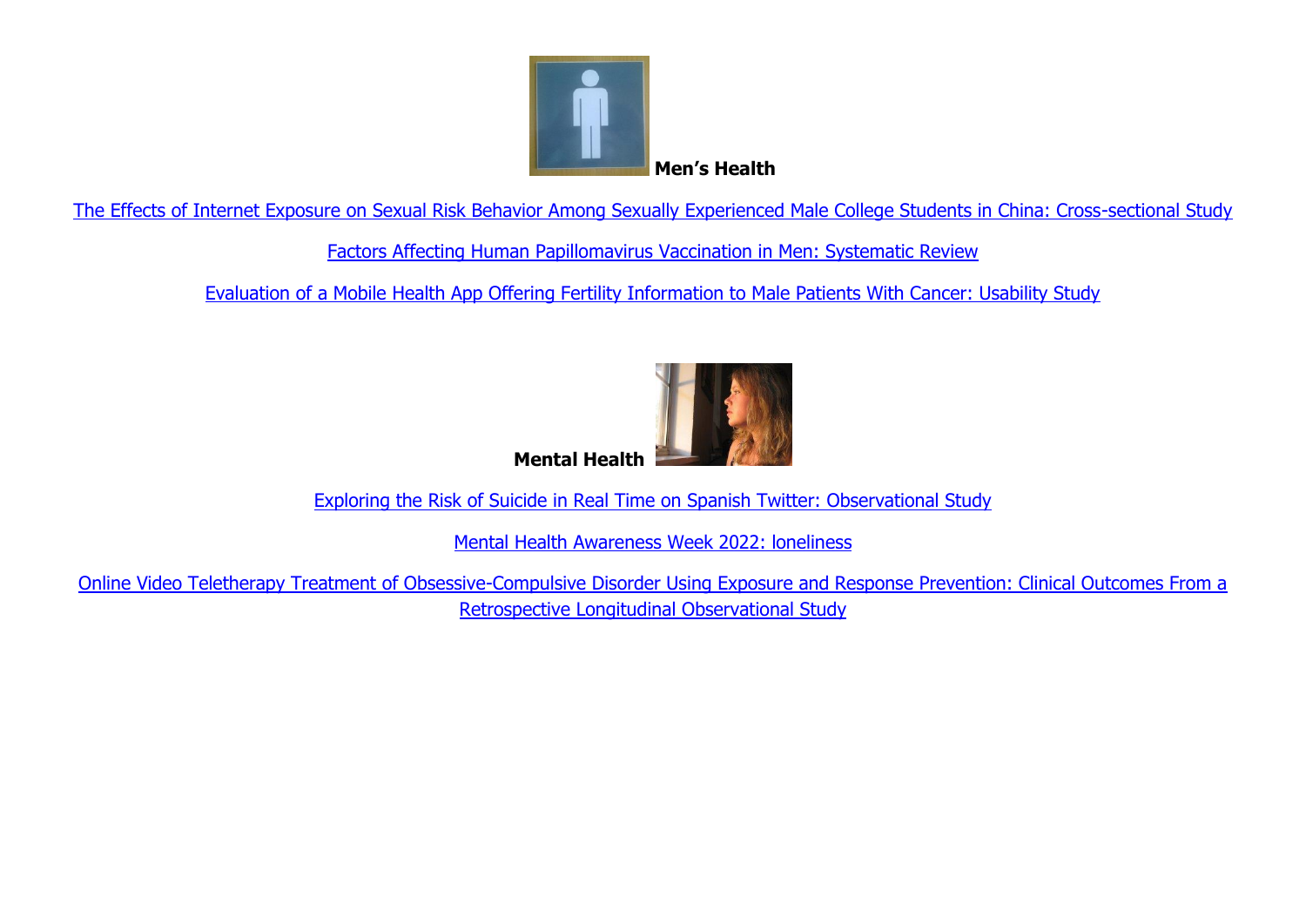**Men's Health**

The Effects of Internet Exposure on Sexual Risk Behavior Among Sexually Experienced Male College Students in China: Cross-sectional Study

Factors Affecting Human Papillomavirus Vaccination in Men: Systematic Review

Evaluation of a Mobile Health App Offering Fertility Information to Male Patients With Cancer: Usability Study

**Mental Health**

Exploring the Risk of Suicide in Real Time on Spanish Twitter: Observational Study

Mental Health Awareness Week 2022: loneliness

Online Video Teletherapy Treatment of Obsessive-Compulsive Disorder Using Exposure and Response Prevention: Clinical Outcomes From a Retrospective Longitudinal Observational Study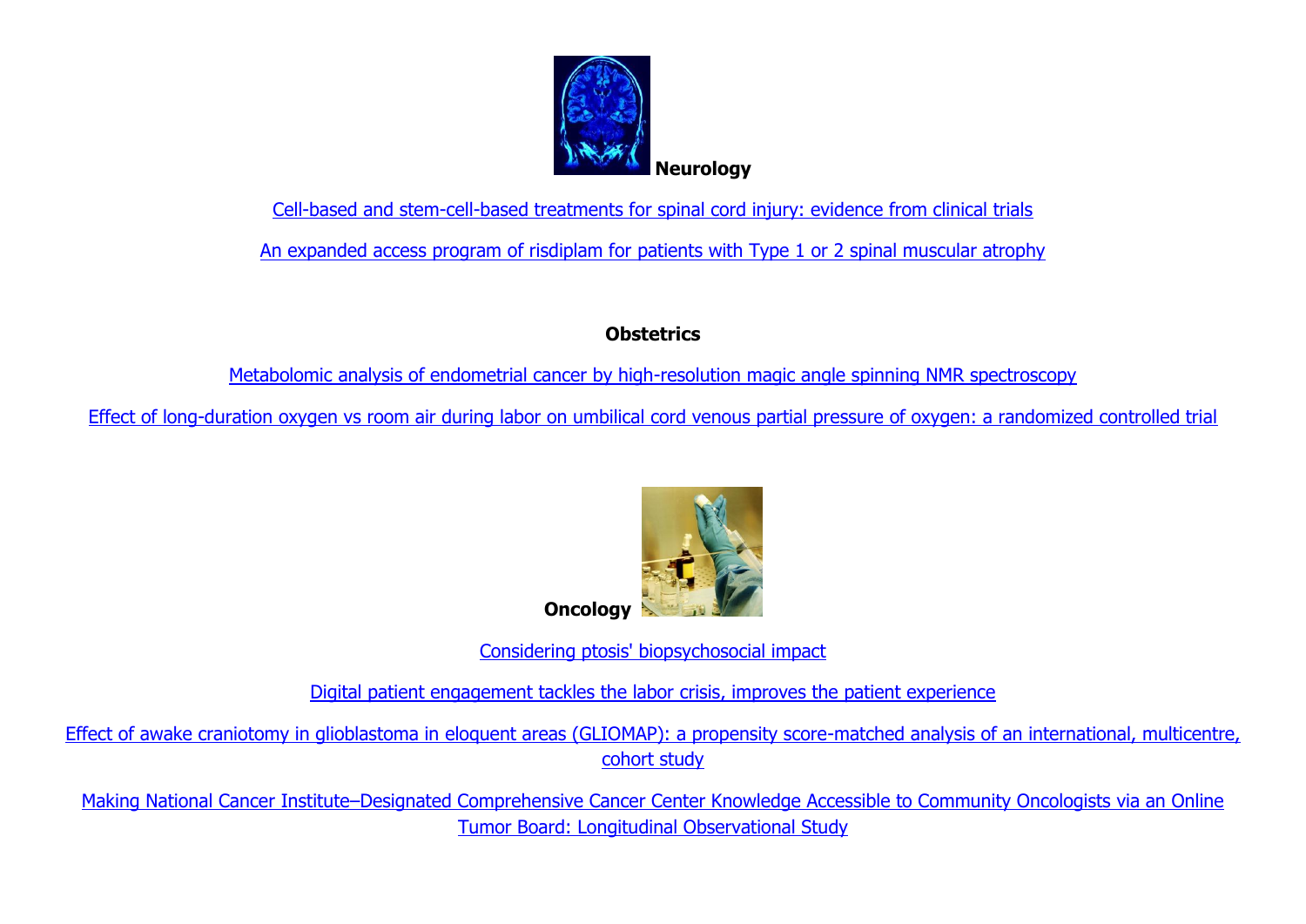**Neurology**

Cell-based and stem-cell-based treatments for spinal cord injury: evidence from clinical trials

An expanded access program of risdiplam for patients with Type 1 or 2 spinal muscular atrophy

**Obstetrics**

Metabolomic analysis of endometrial cancer by high-resolution magic angle spinning NMR spectroscopy

Effect of long-duration oxygen vs room air during labor on umbilical cord venous partial pressure of oxygen: a randomized controlled trial

**Oncology**

Considering ptosis' biopsychosocial impact

Digital patient engagement tackles the labor crisis, improves the patient experience

Effect of awake craniotomy in glioblastoma in eloquent areas (GLIOMAP): a propensity score-matched analysis of an international, multicentre, cohort study

Making National Cancer Institute–Designated Comprehensive Cancer Center Knowledge Accessible to Community Oncologists via an Online Tumor Board: Longitudinal Observational Study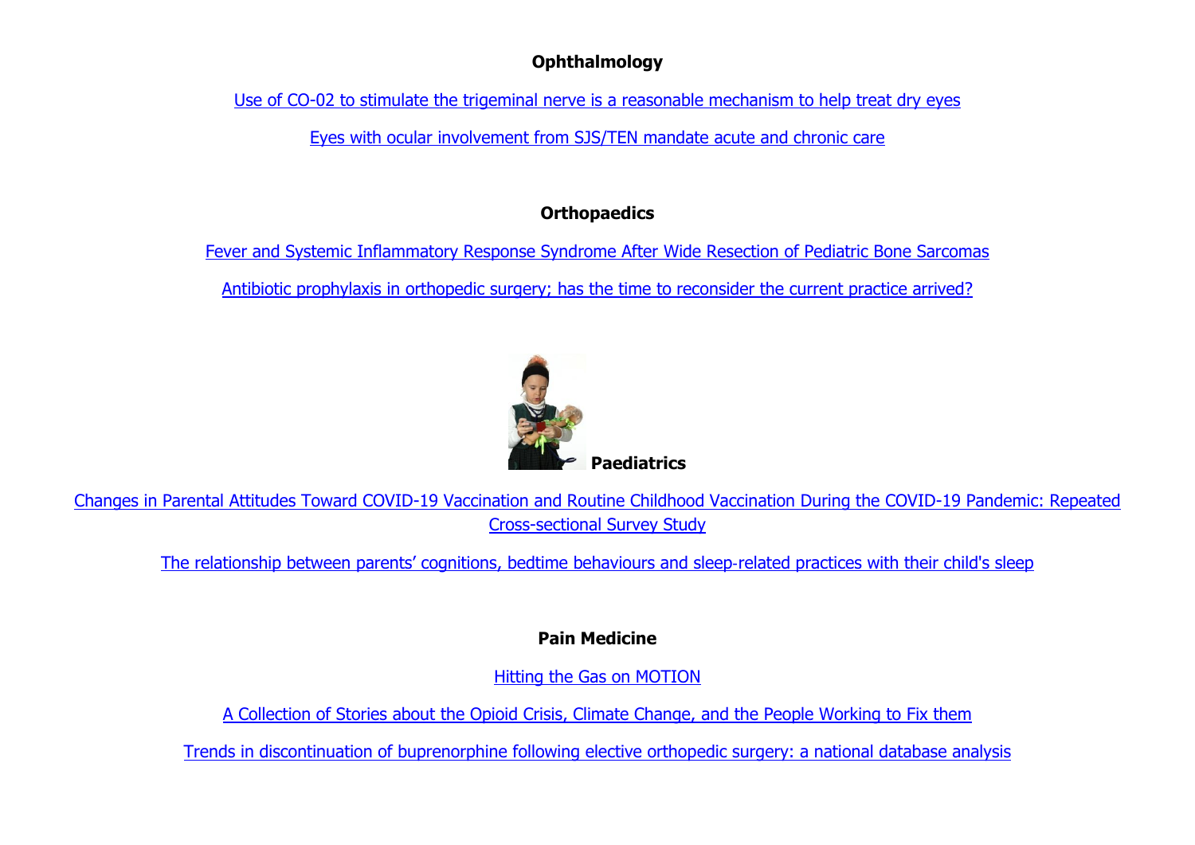**Ophthalmology**

Use of CO-02 to stimulate the trigeminal nerve is a reasonable mechanism to help treat dry eyes

Eyes with ocular involvement from SJS/TEN mandate acute and chronic care

**Orthopaedics**

Fever and Systemic Inflammatory Response Syndrome After Wide Resection of Pediatric Bone Sarcomas

Antibiotic prophylaxis in orthopedic surgery; has the time to reconsider the current practice arrived?

**Paediatrics**

Changes in Parental Attitudes Toward COVID-19 Vaccination and Routine Childhood Vaccination During the COVID-19 Pandemic: Repeated Cross-sectional Survey Study

The relationship between parents' cognitions, bedtime behaviours and sleep-related practices with their child's sleep

**Pain Medicine**

Hitting the Gas on MOTION

A Collection of Stories about the Opioid Crisis, Climate Change, and the People Working to Fix them

Trends in discontinuation of buprenorphine following elective orthopedic surgery: a national database analysis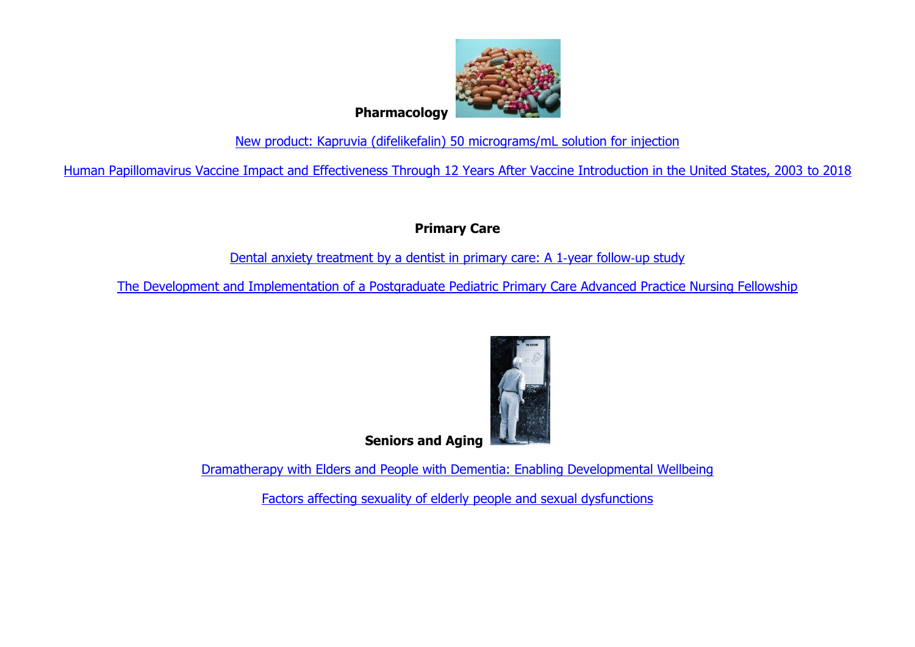## Pharmacology

[New product: Kapruvia (difelikefalin) 50 micrograms/mL solution for injection]

[Human Papillomavirus Vaccine Impact and Effectiveness Through 12 Years After Vaccine Introduction in the United States, 2003 to 2018]

## Primary Care

[Dental anxiety treatment by a dentist in primary care: A 1-year follow-up study]

[The Development and Implementation of a Postgraduate Pediatric Primary Care Advanced Practice Nursing Fellowship]

## Seniors and Aging

[Dramatherapy with Elders and People with Dementia: Enabling Developmental Wellbeing]

[Factors affecting sexuality of elderly people and sexual dysfunctions]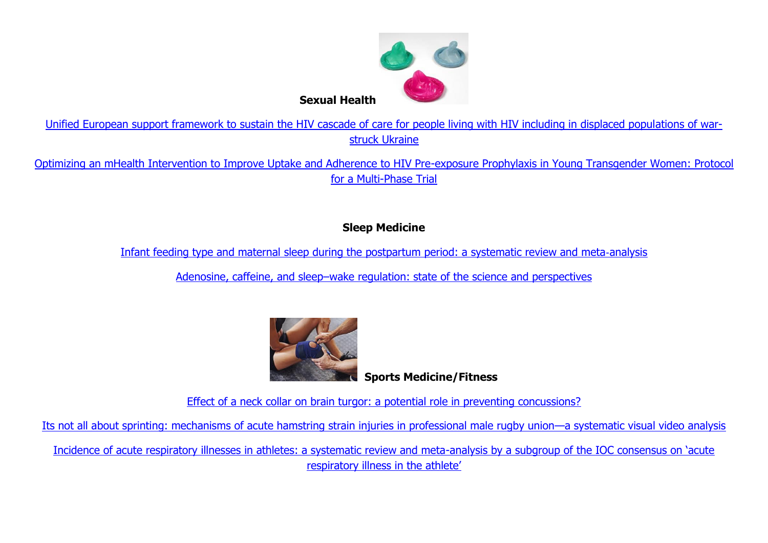**Sexual Health**

Unified European support framework to sustain the HIV cascade of care for people living with HIV including in displaced populations of war-struck Ukraine

Optimizing an mHealth Intervention to Improve Uptake and Adherence to HIV Pre-exposure Prophylaxis in Young Transgender Women: Protocol for a Multi-Phase Trial

**Sleep Medicine**

Infant feeding type and maternal sleep during the postpartum period: a systematic review and meta-analysis

Adenosine, caffeine, and sleep–wake regulation: state of the science and perspectives

**Sports Medicine/Fitness**

Effect of a neck collar on brain turgor: a potential role in preventing concussions?

Its not all about sprinting: mechanisms of acute hamstring strain injuries in professional male rugby union—a systematic visual video analysis

Incidence of acute respiratory illnesses in athletes: a systematic review and meta-analysis by a subgroup of the IOC consensus on 'acute respiratory illness in the athlete'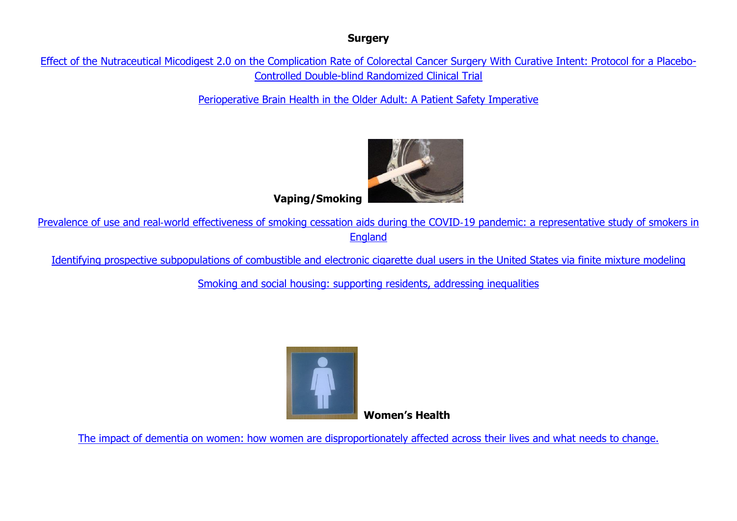**Surgery**

Effect of the Nutraceutical Micodigest 2.0 on the Complication Rate of Colorectal Cancer Surgery With Curative Intent: Protocol for a Placebo-Controlled Double-blind Randomized Clinical Trial

Perioperative Brain Health in the Older Adult: A Patient Safety Imperative

**Vaping/Smoking**

Prevalence of use and real-world effectiveness of smoking cessation aids during the COVID-19 pandemic: a representative study of smokers in England

Identifying prospective subpopulations of combustible and electronic cigarette dual users in the United States via finite mixture modeling

Smoking and social housing: supporting residents, addressing inequalities

**Women's Health**

The impact of dementia on women: how women are disproportionately affected across their lives and what needs to change.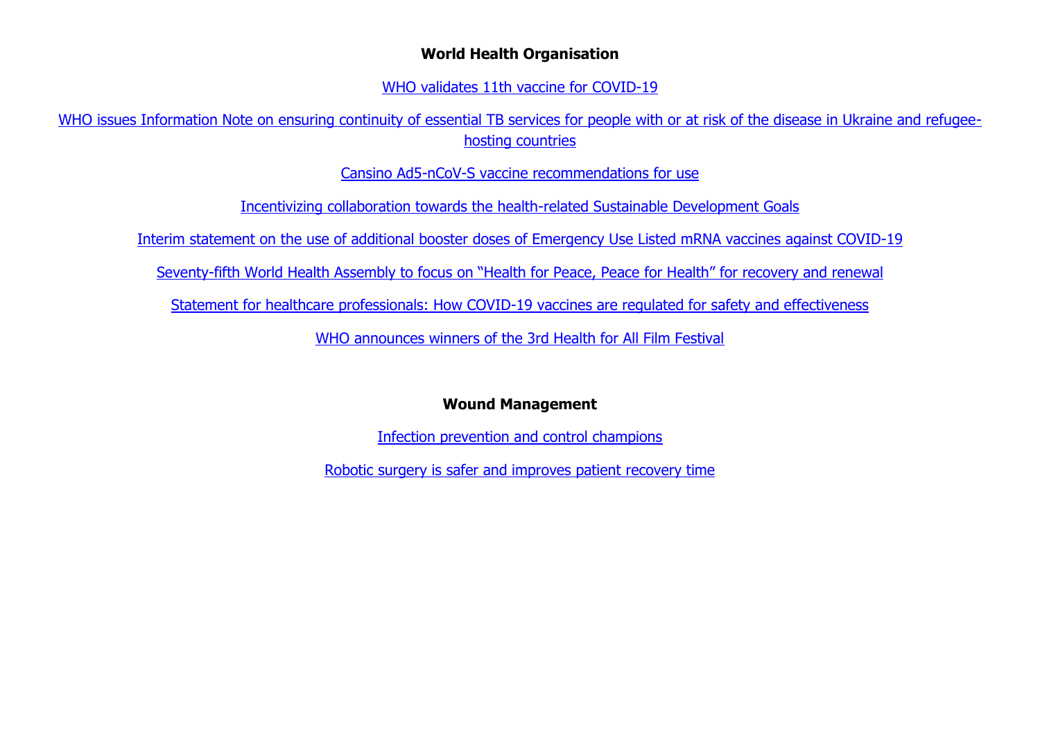**World Health Organisation**

WHO validates 11th vaccine for COVID-19

WHO issues Information Note on ensuring continuity of essential TB services for people with or at risk of the disease in Ukraine and refugee-hosting countries

Cansino Ad5-nCoV-S vaccine recommendations for use

Incentivizing collaboration towards the health-related Sustainable Development Goals

Interim statement on the use of additional booster doses of Emergency Use Listed mRNA vaccines against COVID-19

Seventy-fifth World Health Assembly to focus on "Health for Peace, Peace for Health" for recovery and renewal

Statement for healthcare professionals: How COVID-19 vaccines are regulated for safety and effectiveness

WHO announces winners of the 3rd Health for All Film Festival

**Wound Management**

Infection prevention and control champions

Robotic surgery is safer and improves patient recovery time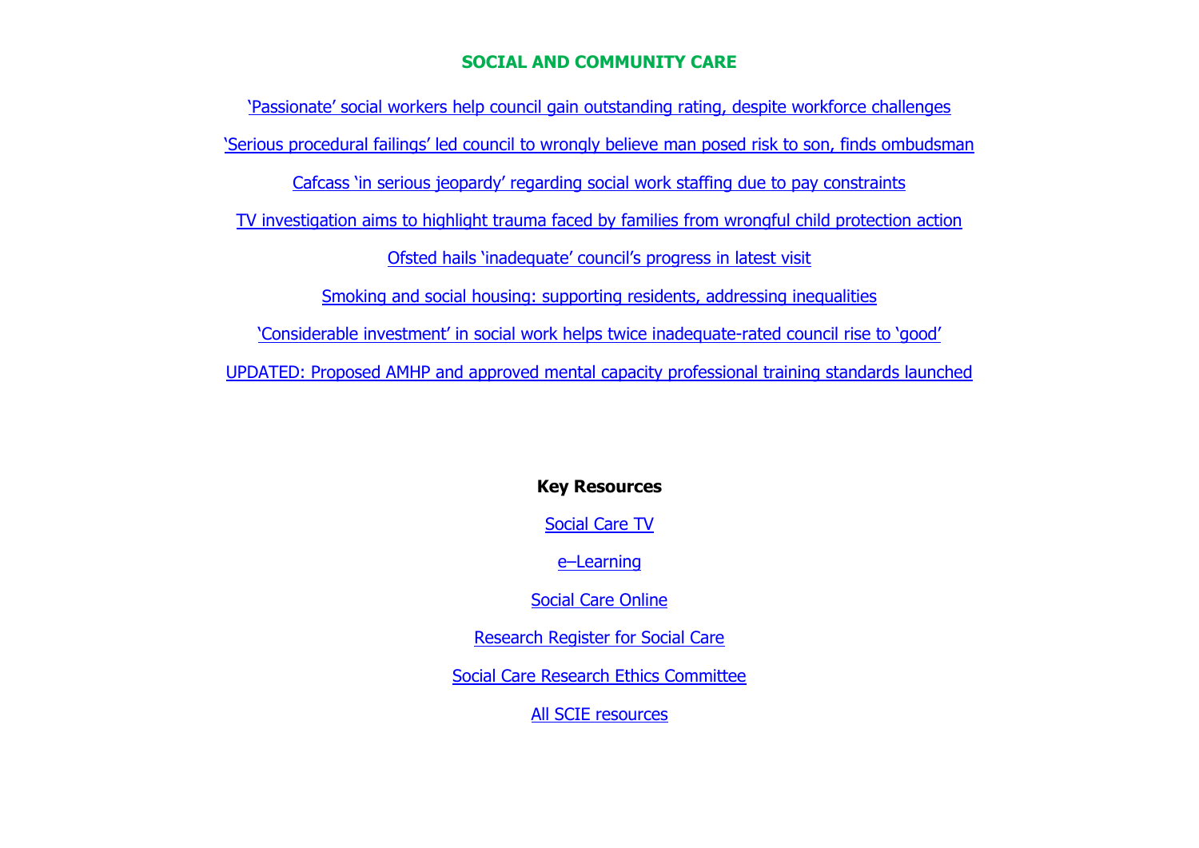## SOCIAL AND COMMUNITY CARE

‘Passionate’ social workers help council gain outstanding rating, despite workforce challenges

‘Serious procedural failings’ led council to wrongly believe man posed risk to son, finds ombudsman

Cafcass ‘in serious jeopardy’ regarding social work staffing due to pay constraints

TV investigation aims to highlight trauma faced by families from wrongful child protection action

Ofsted hails ‘inadequate’ council’s progress in latest visit

Smoking and social housing: supporting residents, addressing inequalities

‘Considerable investment’ in social work helps twice inadequate-rated council rise to ‘good’

UPDATED: Proposed AMHP and approved mental capacity professional training standards launched

### Key Resources

Social Care TV

e–Learning

Social Care Online

Research Register for Social Care

Social Care Research Ethics Committee

All SCIE resources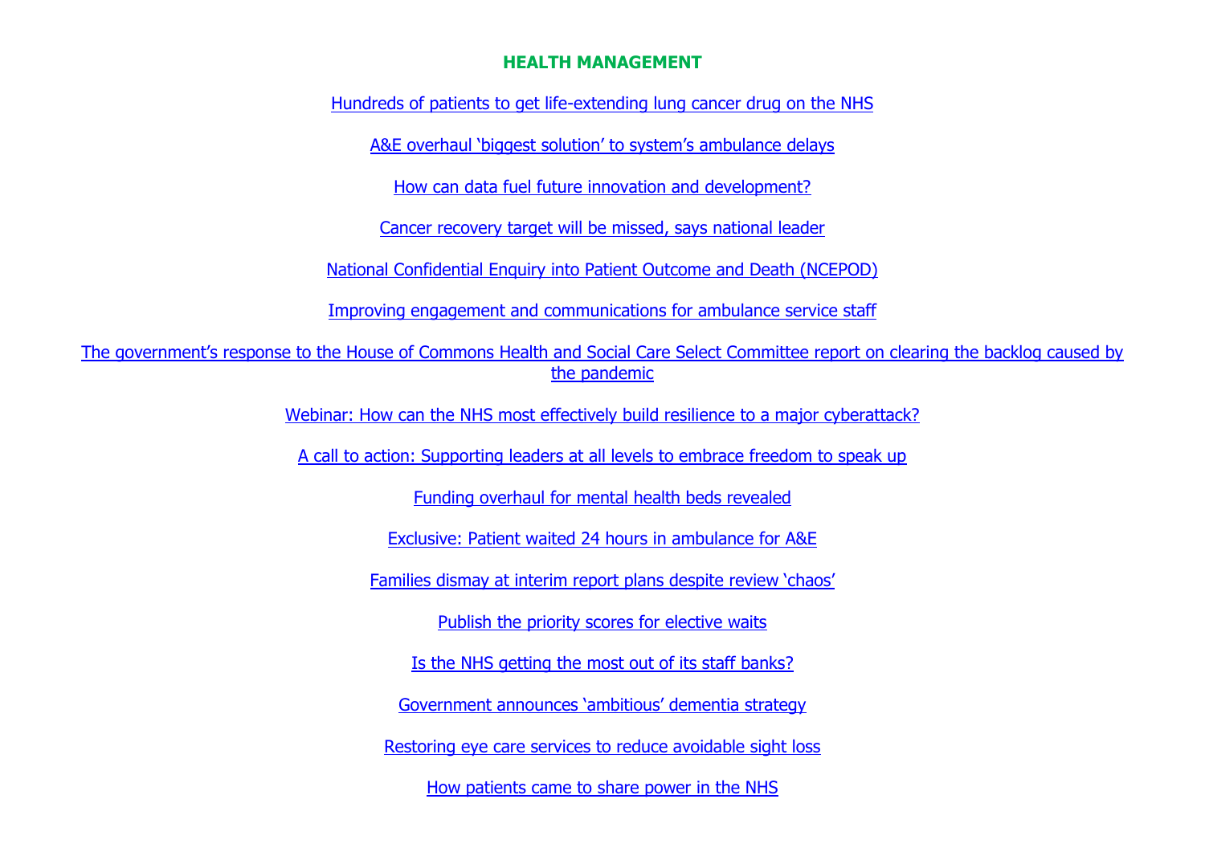## HEALTH MANAGEMENT

Hundreds of patients to get life-extending lung cancer drug on the NHS

A&E overhaul 'biggest solution' to system's ambulance delays

How can data fuel future innovation and development?

Cancer recovery target will be missed, says national leader

National Confidential Enquiry into Patient Outcome and Death (NCEPOD)

Improving engagement and communications for ambulance service staff

The government's response to the House of Commons Health and Social Care Select Committee report on clearing the backlog caused by the pandemic

Webinar: How can the NHS most effectively build resilience to a major cyberattack?

A call to action: Supporting leaders at all levels to embrace freedom to speak up

Funding overhaul for mental health beds revealed

Exclusive: Patient waited 24 hours in ambulance for A&E

Families dismay at interim report plans despite review 'chaos'

Publish the priority scores for elective waits

Is the NHS getting the most out of its staff banks?

Government announces 'ambitious' dementia strategy

Restoring eye care services to reduce avoidable sight loss

How patients came to share power in the NHS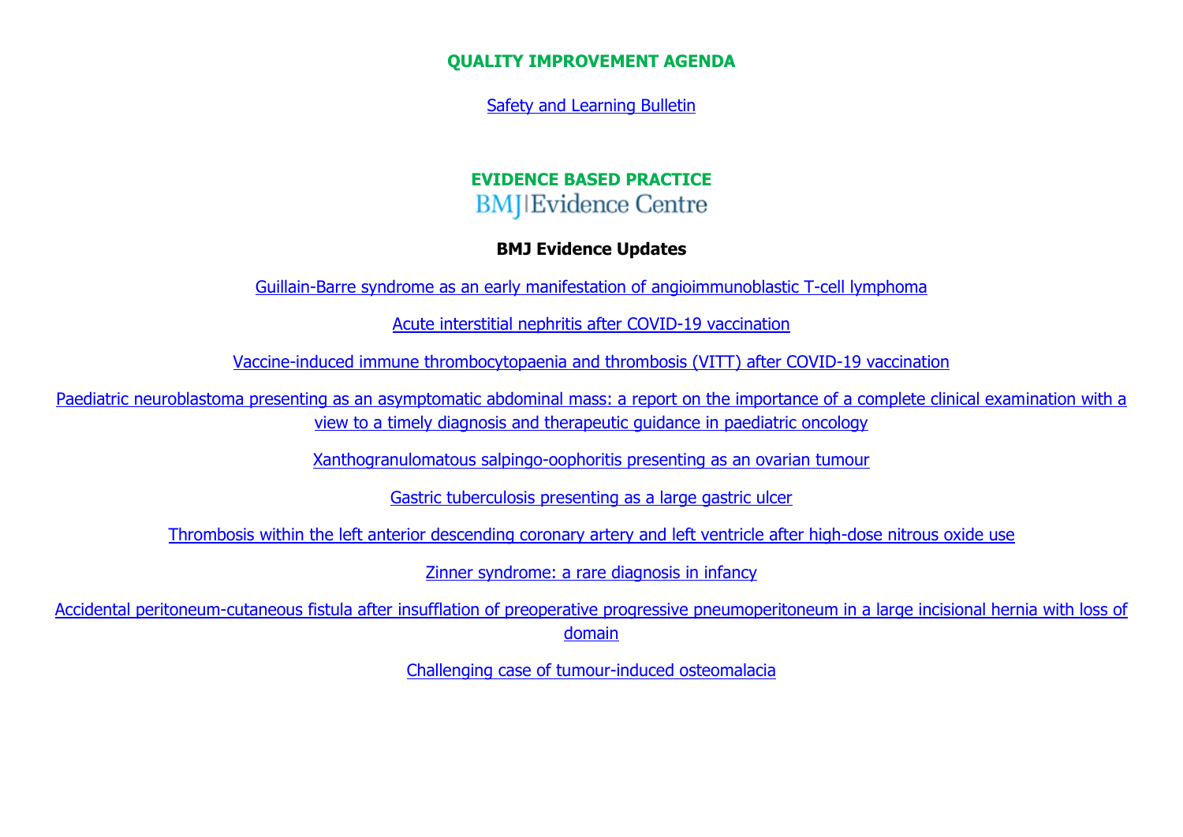## QUALITY IMPROVEMENT AGENDA

Safety and Learning Bulletin

## EVIDENCE BASED PRACTICE

BMJ|Evidence Centre

### BMJ Evidence Updates

Guillain-Barre syndrome as an early manifestation of angioimmunoblastic T-cell lymphoma

Acute interstitial nephritis after COVID-19 vaccination

Vaccine-induced immune thrombocytopaenia and thrombosis (VITT) after COVID-19 vaccination

Paediatric neuroblastoma presenting as an asymptomatic abdominal mass: a report on the importance of a complete clinical examination with a view to a timely diagnosis and therapeutic guidance in paediatric oncology

Xanthogranulomatous salpingo-oophoritis presenting as an ovarian tumour

Gastric tuberculosis presenting as a large gastric ulcer

Thrombosis within the left anterior descending coronary artery and left ventricle after high-dose nitrous oxide use

Zinner syndrome: a rare diagnosis in infancy

Accidental peritoneum-cutaneous fistula after insufflation of preoperative progressive pneumoperitoneum in a large incisional hernia with loss of domain

Challenging case of tumour-induced osteomalacia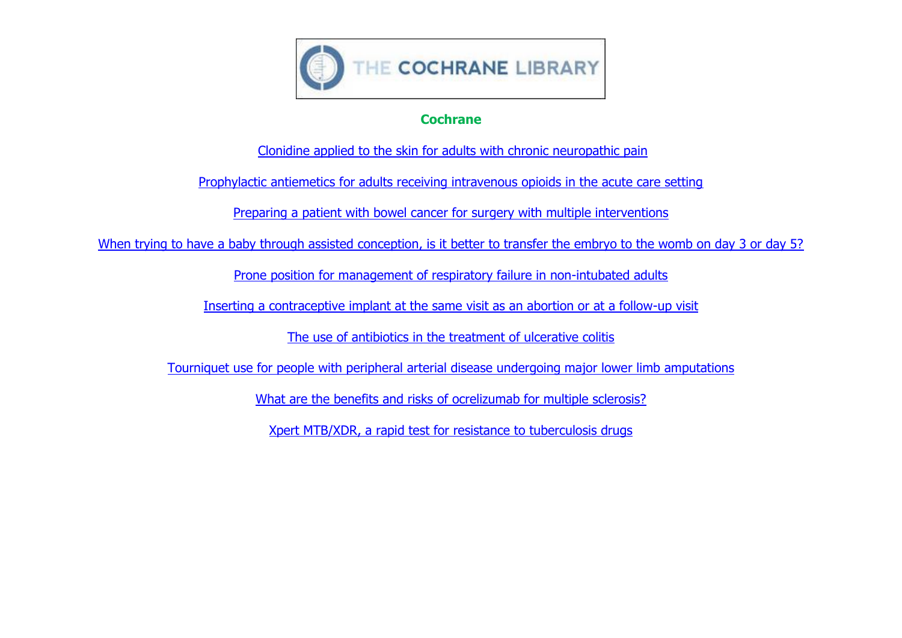**Cochrane**

Clonidine applied to the skin for adults with chronic neuropathic pain

Prophylactic antiemetics for adults receiving intravenous opioids in the acute care setting

Preparing a patient with bowel cancer for surgery with multiple interventions

When trying to have a baby through assisted conception, is it better to transfer the embryo to the womb on day 3 or day 5?

Prone position for management of respiratory failure in non-intubated adults

Inserting a contraceptive implant at the same visit as an abortion or at a follow-up visit

The use of antibiotics in the treatment of ulcerative colitis

Tourniquet use for people with peripheral arterial disease undergoing major lower limb amputations

What are the benefits and risks of ocrelizumab for multiple sclerosis?

Xpert MTB/XDR, a rapid test for resistance to tuberculosis drugs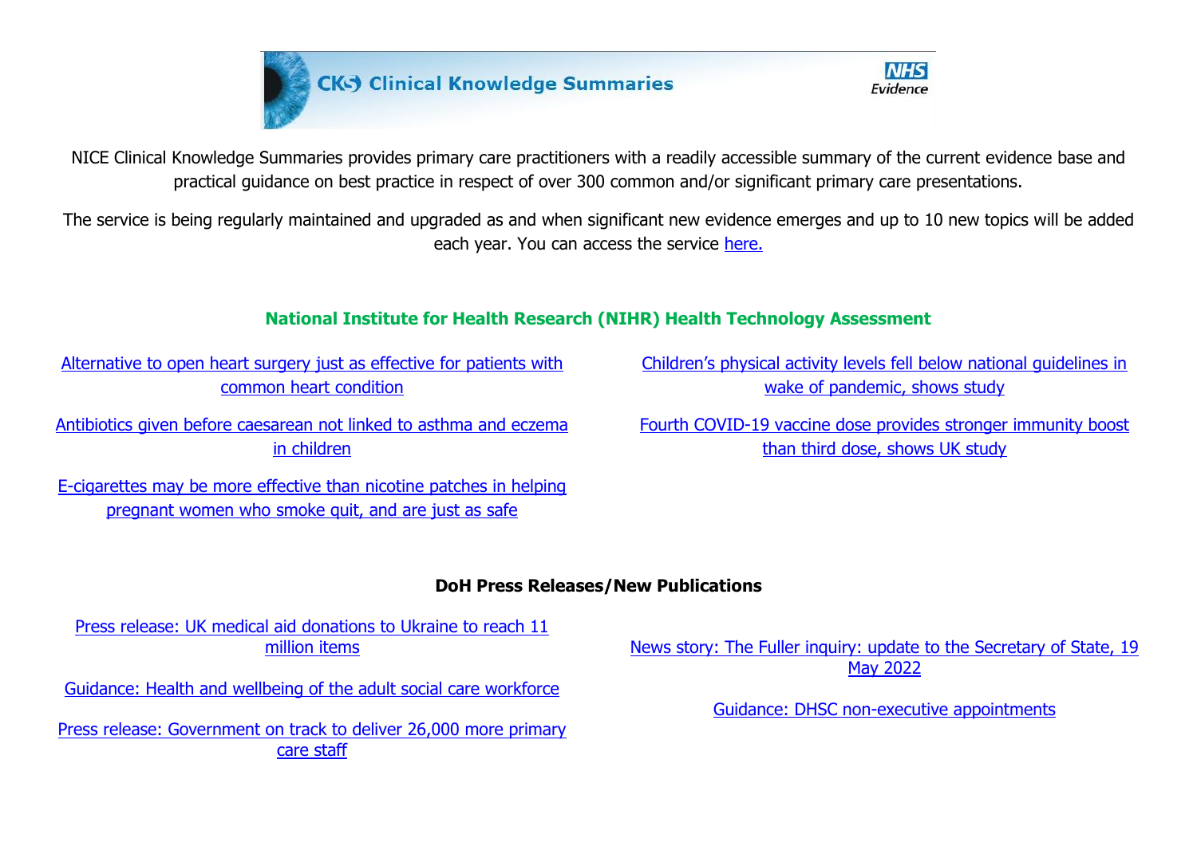CKS Clinical Knowledge Summaries — NHS Evidence

NICE Clinical Knowledge Summaries provides primary care practitioners with a readily accessible summary of the current evidence base and practical guidance on best practice in respect of over 300 common and/or significant primary care presentations.

The service is being regularly maintained and upgraded as and when significant new evidence emerges and up to 10 new topics will be added each year. You can access the service here.

## National Institute for Health Research (NIHR) Health Technology Assessment

Alternative to open heart surgery just as effective for patients with common heart condition

Antibiotics given before caesarean not linked to asthma and eczema in children

E-cigarettes may be more effective than nicotine patches in helping pregnant women who smoke quit, and are just as safe

Children's physical activity levels fell below national guidelines in wake of pandemic, shows study

Fourth COVID-19 vaccine dose provides stronger immunity boost than third dose, shows UK study

## DoH Press Releases/New Publications

Press release: UK medical aid donations to Ukraine to reach 11 million items

Guidance: Health and wellbeing of the adult social care workforce

Press release: Government on track to deliver 26,000 more primary care staff

News story: The Fuller inquiry: update to the Secretary of State, 19 May 2022

Guidance: DHSC non-executive appointments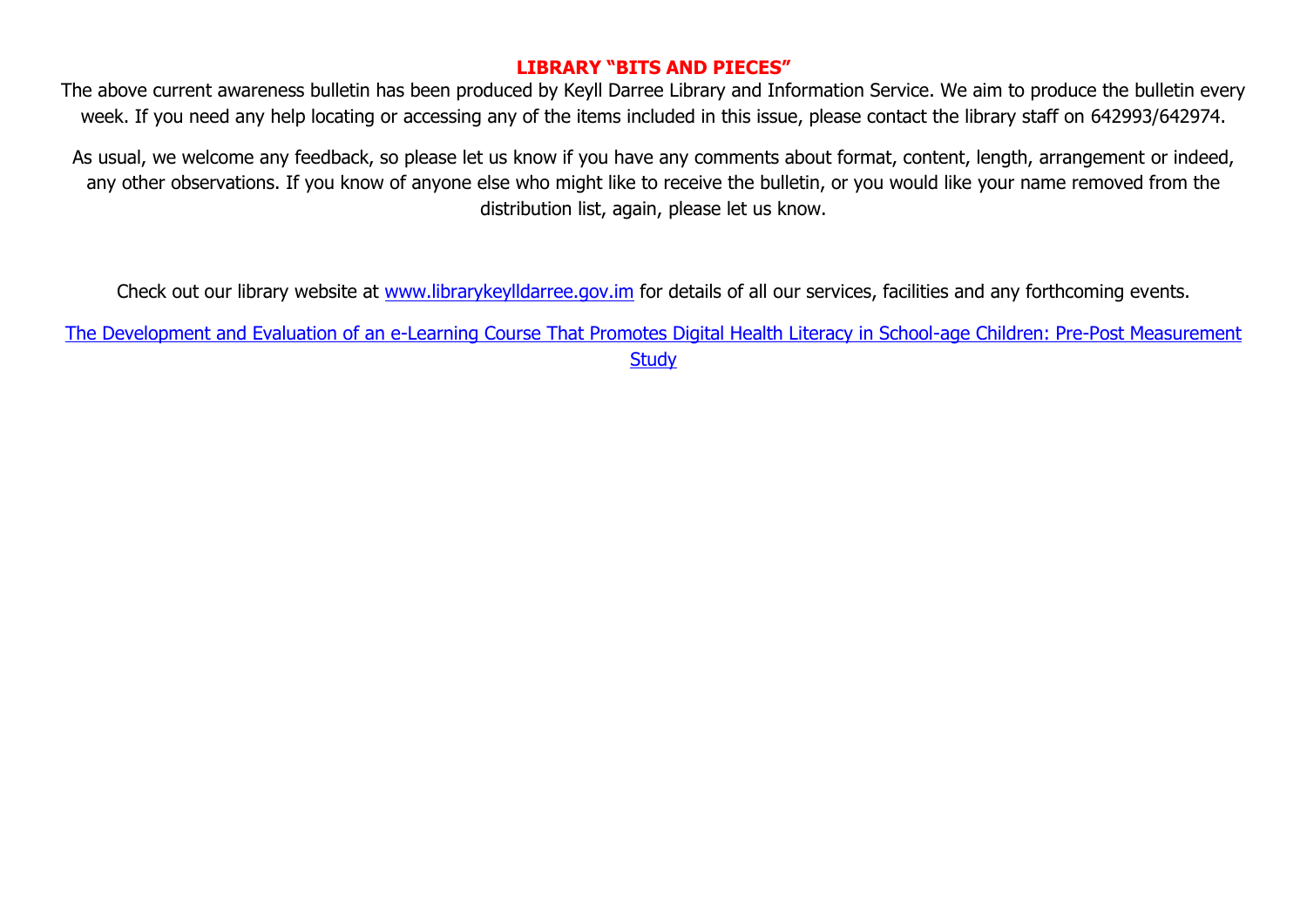## LIBRARY "BITS AND PIECES"

The above current awareness bulletin has been produced by Keyll Darree Library and Information Service. We aim to produce the bulletin every week. If you need any help locating or accessing any of the items included in this issue, please contact the library staff on 642993/642974.

As usual, we welcome any feedback, so please let us know if you have any comments about format, content, length, arrangement or indeed, any other observations. If you know of anyone else who might like to receive the bulletin, or you would like your name removed from the distribution list, again, please let us know.

Check out our library website at www.librarykeylldarree.gov.im for details of all our services, facilities and any forthcoming events.

The Development and Evaluation of an e-Learning Course That Promotes Digital Health Literacy in School-age Children: Pre-Post Measurement Study